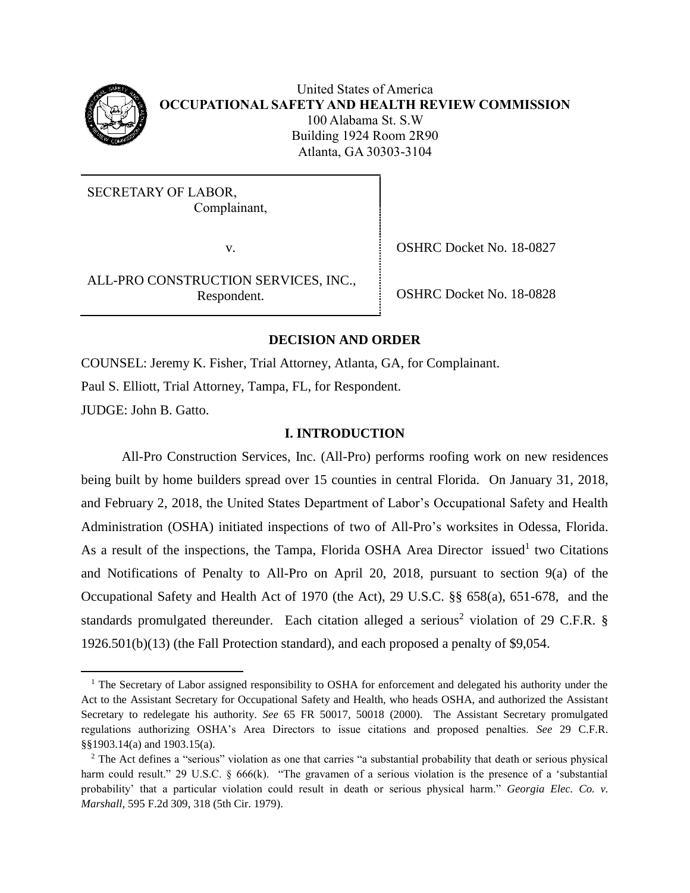United States of America
**OCCUPATIONAL SAFETY AND HEALTH REVIEW COMMISSION**
100 Alabama St. S.W
Building 1924 Room 2R90
Atlanta, GA 30303-3104

SECRETARY OF LABOR,
Complainant,

v.

ALL-PRO CONSTRUCTION SERVICES, INC.,
Respondent.

OSHRC Docket No. 18-0827

OSHRC Docket No. 18-0828

**DECISION AND ORDER**

COUNSEL: Jeremy K. Fisher, Trial Attorney, Atlanta, GA, for Complainant.

Paul S. Elliott, Trial Attorney, Tampa, FL, for Respondent.

JUDGE: John B. Gatto.

## I. INTRODUCTION

All-Pro Construction Services, Inc. (All-Pro) performs roofing work on new residences being built by home builders spread over 15 counties in central Florida. On January 31, 2018, and February 2, 2018, the United States Department of Labor's Occupational Safety and Health Administration (OSHA) initiated inspections of two of All-Pro's worksites in Odessa, Florida. As a result of the inspections, the Tampa, Florida OSHA Area Director issued[1] two Citations and Notifications of Penalty to All-Pro on April 20, 2018, pursuant to section 9(a) of the Occupational Safety and Health Act of 1970 (the Act), 29 U.S.C. §§ 658(a), 651-678, and the standards promulgated thereunder. Each citation alleged a serious[2] violation of 29 C.F.R. § 1926.501(b)(13) (the Fall Protection standard), and each proposed a penalty of $9,054.

---

[1] The Secretary of Labor assigned responsibility to OSHA for enforcement and delegated his authority under the Act to the Assistant Secretary for Occupational Safety and Health, who heads OSHA, and authorized the Assistant Secretary to redelegate his authority. *See* 65 FR 50017, 50018 (2000). The Assistant Secretary promulgated regulations authorizing OSHA's Area Directors to issue citations and proposed penalties. *See* 29 C.F.R. §§1903.14(a) and 1903.15(a).

[2] The Act defines a "serious" violation as one that carries "a substantial probability that death or serious physical harm could result." 29 U.S.C. § 666(k). "The gravamen of a serious violation is the presence of a 'substantial probability' that a particular violation could result in death or serious physical harm." *Georgia Elec. Co. v. Marshall*, 595 F.2d 309, 318 (5th Cir. 1979).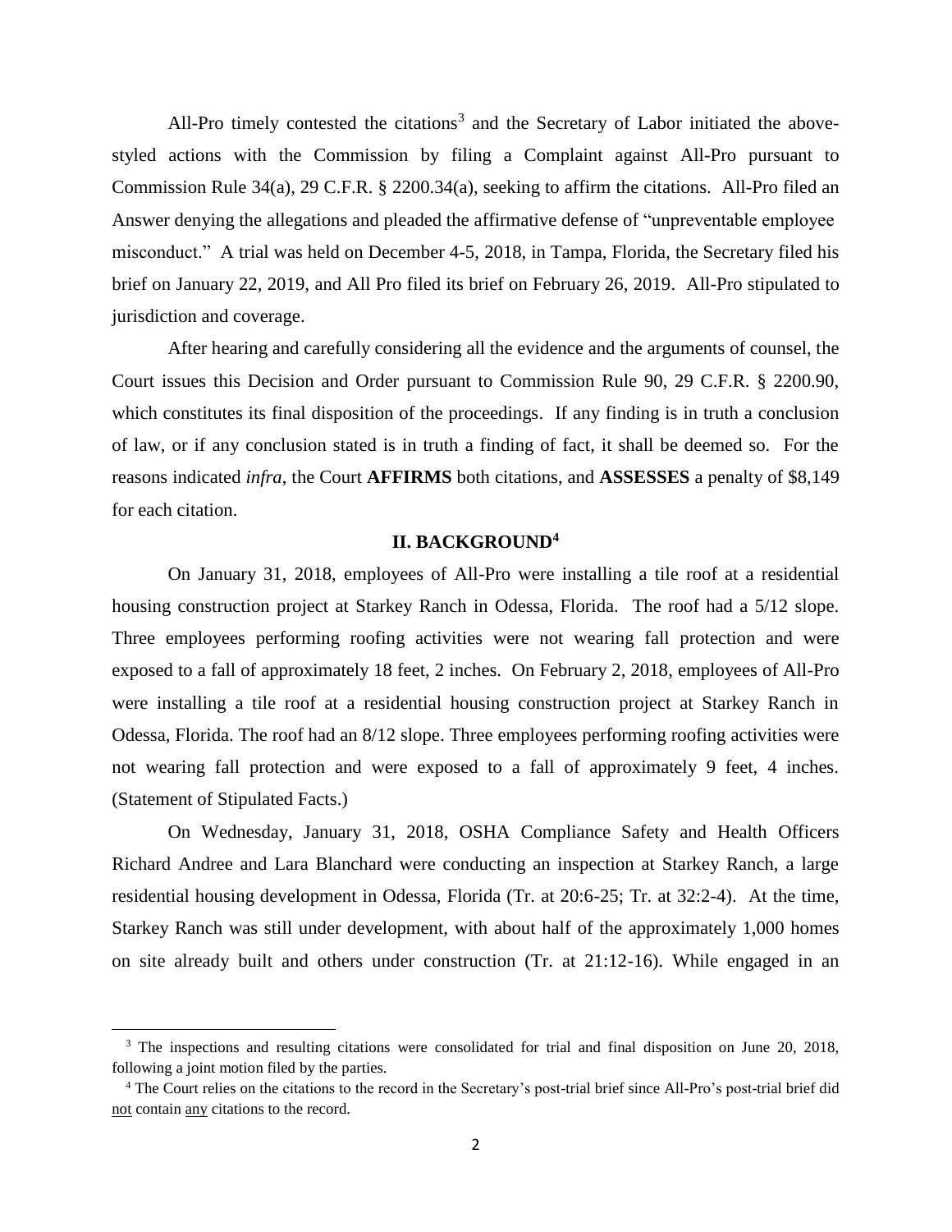All-Pro timely contested the citations[3] and the Secretary of Labor initiated the above-styled actions with the Commission by filing a Complaint against All-Pro pursuant to Commission Rule 34(a), 29 C.F.R. § 2200.34(a), seeking to affirm the citations. All-Pro filed an Answer denying the allegations and pleaded the affirmative defense of "unpreventable employee misconduct." A trial was held on December 4-5, 2018, in Tampa, Florida, the Secretary filed his brief on January 22, 2019, and All Pro filed its brief on February 26, 2019. All-Pro stipulated to jurisdiction and coverage.

After hearing and carefully considering all the evidence and the arguments of counsel, the Court issues this Decision and Order pursuant to Commission Rule 90, 29 C.F.R. § 2200.90, which constitutes its final disposition of the proceedings. If any finding is in truth a conclusion of law, or if any conclusion stated is in truth a finding of fact, it shall be deemed so. For the reasons indicated *infra*, the Court **AFFIRMS** both citations, and **ASSESSES** a penalty of $8,149 for each citation.

## II. BACKGROUND[4]

On January 31, 2018, employees of All-Pro were installing a tile roof at a residential housing construction project at Starkey Ranch in Odessa, Florida. The roof had a 5/12 slope. Three employees performing roofing activities were not wearing fall protection and were exposed to a fall of approximately 18 feet, 2 inches. On February 2, 2018, employees of All-Pro were installing a tile roof at a residential housing construction project at Starkey Ranch in Odessa, Florida. The roof had an 8/12 slope. Three employees performing roofing activities were not wearing fall protection and were exposed to a fall of approximately 9 feet, 4 inches. (Statement of Stipulated Facts.)

On Wednesday, January 31, 2018, OSHA Compliance Safety and Health Officers Richard Andree and Lara Blanchard were conducting an inspection at Starkey Ranch, a large residential housing development in Odessa, Florida (Tr. at 20:6-25; Tr. at 32:2-4). At the time, Starkey Ranch was still under development, with about half of the approximately 1,000 homes on site already built and others under construction (Tr. at 21:12-16). While engaged in an

[3] The inspections and resulting citations were consolidated for trial and final disposition on June 20, 2018, following a joint motion filed by the parties.

[4] The Court relies on the citations to the record in the Secretary's post-trial brief since All-Pro's post-trial brief did not contain any citations to the record.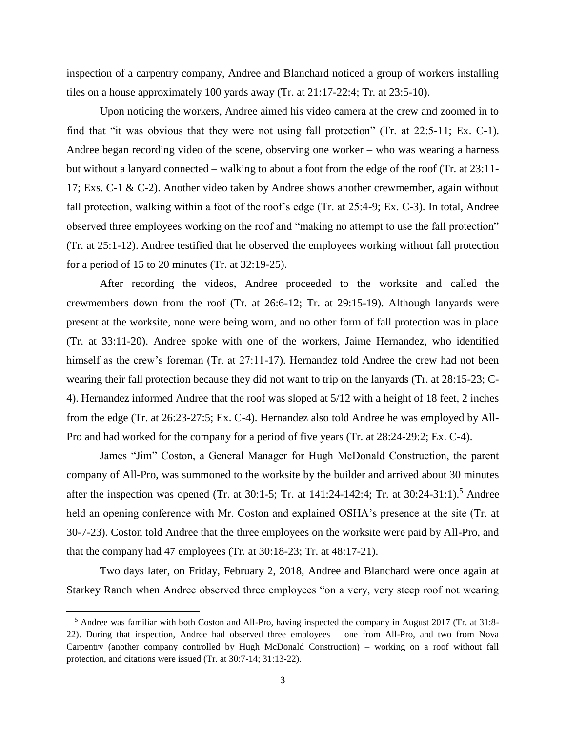inspection of a carpentry company, Andree and Blanchard noticed a group of workers installing tiles on a house approximately 100 yards away (Tr. at 21:17-22:4; Tr. at 23:5-10).

Upon noticing the workers, Andree aimed his video camera at the crew and zoomed in to find that "it was obvious that they were not using fall protection" (Tr. at 22:5-11; Ex. C-1). Andree began recording video of the scene, observing one worker – who was wearing a harness but without a lanyard connected – walking to about a foot from the edge of the roof (Tr. at 23:11-17; Exs. C-1 & C-2). Another video taken by Andree shows another crewmember, again without fall protection, walking within a foot of the roof's edge (Tr. at 25:4-9; Ex. C-3). In total, Andree observed three employees working on the roof and "making no attempt to use the fall protection" (Tr. at 25:1-12). Andree testified that he observed the employees working without fall protection for a period of 15 to 20 minutes (Tr. at 32:19-25).

After recording the videos, Andree proceeded to the worksite and called the crewmembers down from the roof (Tr. at 26:6-12; Tr. at 29:15-19). Although lanyards were present at the worksite, none were being worn, and no other form of fall protection was in place (Tr. at 33:11-20). Andree spoke with one of the workers, Jaime Hernandez, who identified himself as the crew's foreman (Tr. at 27:11-17). Hernandez told Andree the crew had not been wearing their fall protection because they did not want to trip on the lanyards (Tr. at 28:15-23; C-4). Hernandez informed Andree that the roof was sloped at 5/12 with a height of 18 feet, 2 inches from the edge (Tr. at 26:23-27:5; Ex. C-4). Hernandez also told Andree he was employed by All-Pro and had worked for the company for a period of five years (Tr. at 28:24-29:2; Ex. C-4).

James "Jim" Coston, a General Manager for Hugh McDonald Construction, the parent company of All-Pro, was summoned to the worksite by the builder and arrived about 30 minutes after the inspection was opened (Tr. at 30:1-5; Tr. at 141:24-142:4; Tr. at 30:24-31:1).[5] Andree held an opening conference with Mr. Coston and explained OSHA's presence at the site (Tr. at 30-7-23). Coston told Andree that the three employees on the worksite were paid by All-Pro, and that the company had 47 employees (Tr. at 30:18-23; Tr. at 48:17-21).

Two days later, on Friday, February 2, 2018, Andree and Blanchard were once again at Starkey Ranch when Andree observed three employees "on a very, very steep roof not wearing

[5] Andree was familiar with both Coston and All-Pro, having inspected the company in August 2017 (Tr. at 31:8-22). During that inspection, Andree had observed three employees – one from All-Pro, and two from Nova Carpentry (another company controlled by Hugh McDonald Construction) – working on a roof without fall protection, and citations were issued (Tr. at 30:7-14; 31:13-22).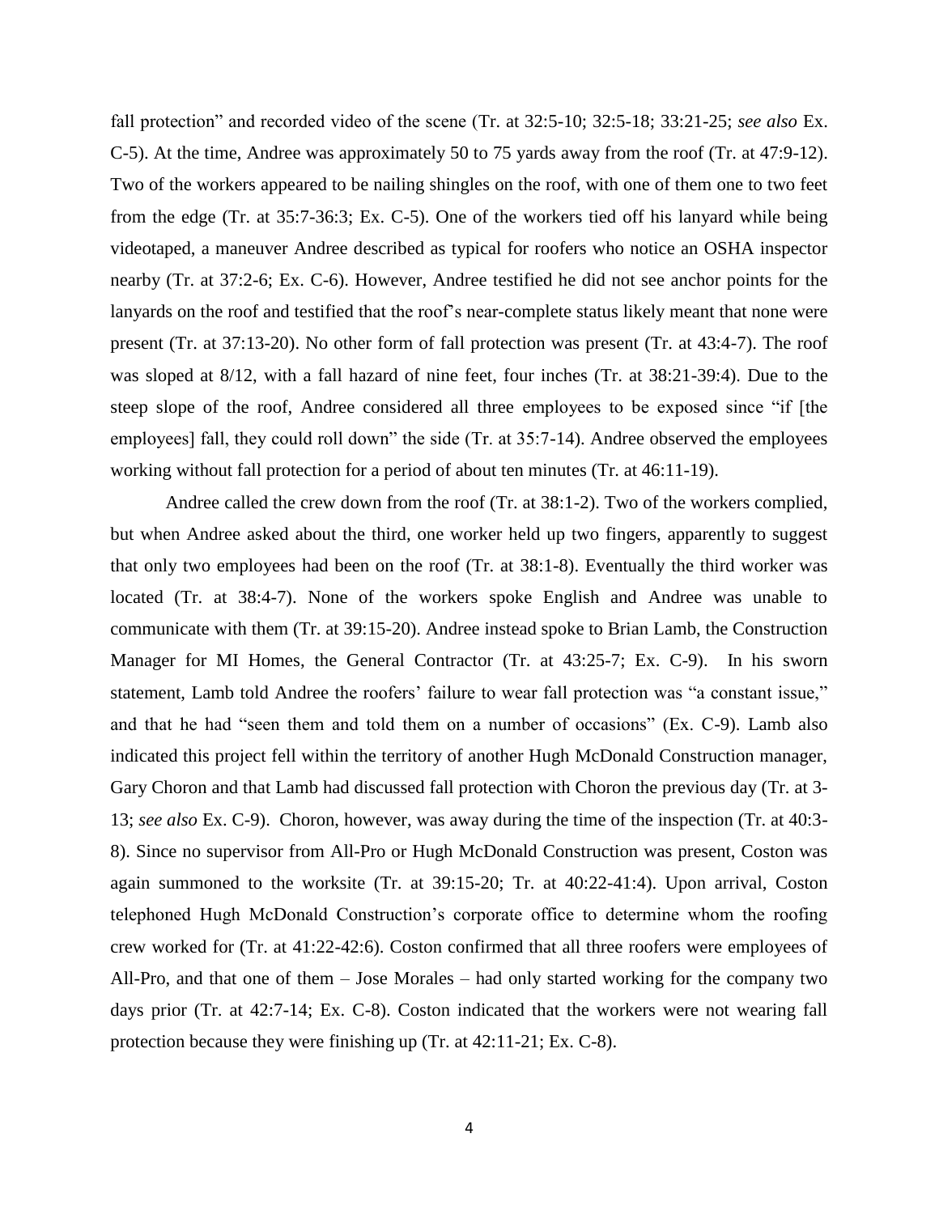fall protection" and recorded video of the scene (Tr. at 32:5-10; 32:5-18; 33:21-25; *see also* Ex. C-5). At the time, Andree was approximately 50 to 75 yards away from the roof (Tr. at 47:9-12). Two of the workers appeared to be nailing shingles on the roof, with one of them one to two feet from the edge (Tr. at 35:7-36:3; Ex. C-5). One of the workers tied off his lanyard while being videotaped, a maneuver Andree described as typical for roofers who notice an OSHA inspector nearby (Tr. at 37:2-6; Ex. C-6). However, Andree testified he did not see anchor points for the lanyards on the roof and testified that the roof's near-complete status likely meant that none were present (Tr. at 37:13-20). No other form of fall protection was present (Tr. at 43:4-7). The roof was sloped at 8/12, with a fall hazard of nine feet, four inches (Tr. at 38:21-39:4). Due to the steep slope of the roof, Andree considered all three employees to be exposed since "if [the employees] fall, they could roll down" the side (Tr. at 35:7-14). Andree observed the employees working without fall protection for a period of about ten minutes (Tr. at 46:11-19).

Andree called the crew down from the roof (Tr. at 38:1-2). Two of the workers complied, but when Andree asked about the third, one worker held up two fingers, apparently to suggest that only two employees had been on the roof (Tr. at 38:1-8). Eventually the third worker was located (Tr. at 38:4-7). None of the workers spoke English and Andree was unable to communicate with them (Tr. at 39:15-20). Andree instead spoke to Brian Lamb, the Construction Manager for MI Homes, the General Contractor (Tr. at 43:25-7; Ex. C-9). In his sworn statement, Lamb told Andree the roofers' failure to wear fall protection was "a constant issue," and that he had "seen them and told them on a number of occasions" (Ex. C-9). Lamb also indicated this project fell within the territory of another Hugh McDonald Construction manager, Gary Choron and that Lamb had discussed fall protection with Choron the previous day (Tr. at 3-13; *see also* Ex. C-9). Choron, however, was away during the time of the inspection (Tr. at 40:3-8). Since no supervisor from All-Pro or Hugh McDonald Construction was present, Coston was again summoned to the worksite (Tr. at 39:15-20; Tr. at 40:22-41:4). Upon arrival, Coston telephoned Hugh McDonald Construction's corporate office to determine whom the roofing crew worked for (Tr. at 41:22-42:6). Coston confirmed that all three roofers were employees of All-Pro, and that one of them – Jose Morales – had only started working for the company two days prior (Tr. at 42:7-14; Ex. C-8). Coston indicated that the workers were not wearing fall protection because they were finishing up (Tr. at 42:11-21; Ex. C-8).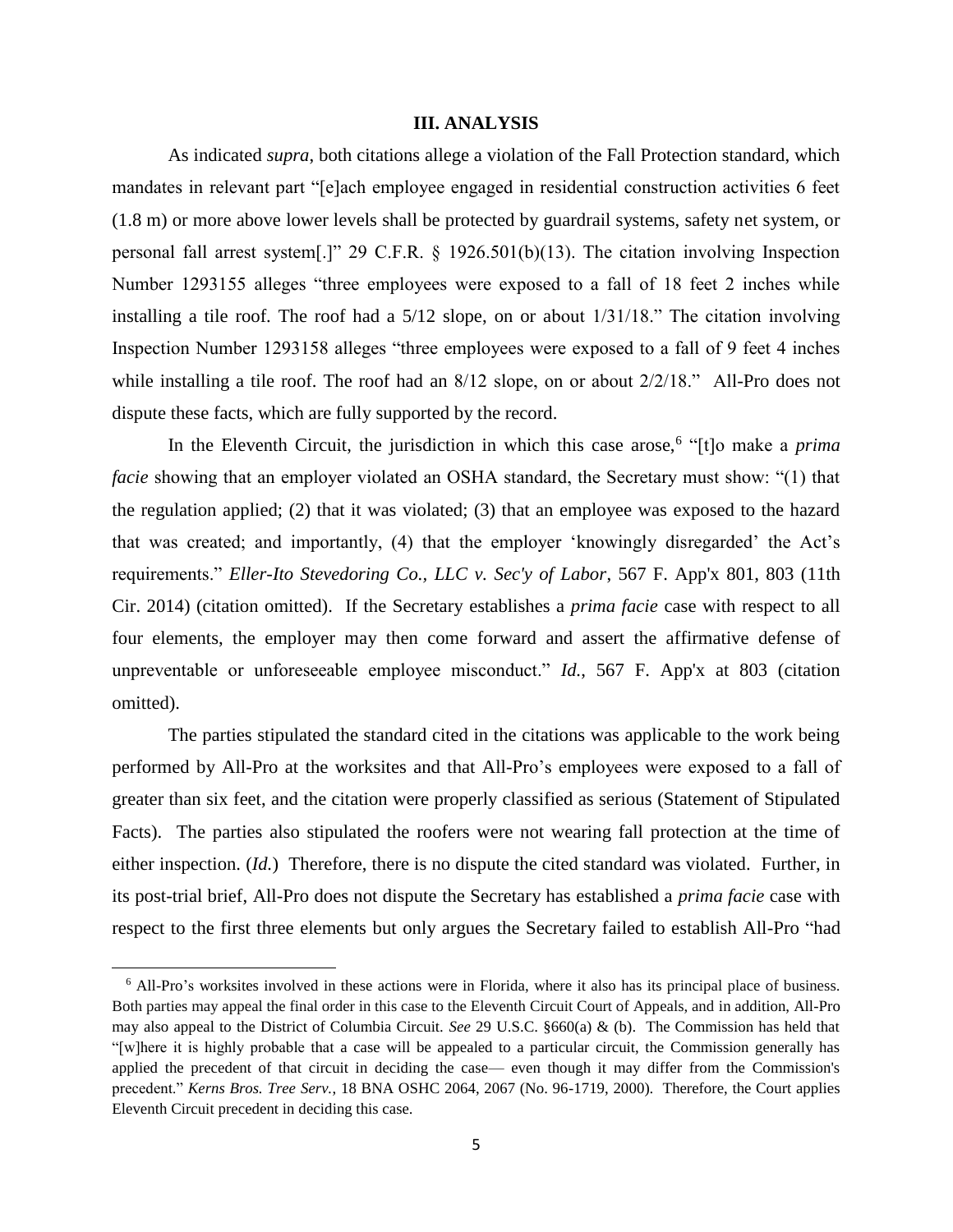## III. ANALYSIS

As indicated *supra*, both citations allege a violation of the Fall Protection standard, which mandates in relevant part "[e]ach employee engaged in residential construction activities 6 feet (1.8 m) or more above lower levels shall be protected by guardrail systems, safety net system, or personal fall arrest system[.]" 29 C.F.R. § 1926.501(b)(13). The citation involving Inspection Number 1293155 alleges "three employees were exposed to a fall of 18 feet 2 inches while installing a tile roof. The roof had a 5/12 slope, on or about 1/31/18." The citation involving Inspection Number 1293158 alleges "three employees were exposed to a fall of 9 feet 4 inches while installing a tile roof. The roof had an 8/12 slope, on or about 2/2/18." All-Pro does not dispute these facts, which are fully supported by the record.

In the Eleventh Circuit, the jurisdiction in which this case arose,[6] "[t]o make a *prima facie* showing that an employer violated an OSHA standard, the Secretary must show: "(1) that the regulation applied; (2) that it was violated; (3) that an employee was exposed to the hazard that was created; and importantly, (4) that the employer 'knowingly disregarded' the Act's requirements." *Eller-Ito Stevedoring Co., LLC v. Sec'y of Labor*, 567 F. App'x 801, 803 (11th Cir. 2014) (citation omitted). If the Secretary establishes a *prima facie* case with respect to all four elements, the employer may then come forward and assert the affirmative defense of unpreventable or unforeseeable employee misconduct." *Id.*, 567 F. App'x at 803 (citation omitted).

The parties stipulated the standard cited in the citations was applicable to the work being performed by All-Pro at the worksites and that All-Pro's employees were exposed to a fall of greater than six feet, and the citation were properly classified as serious (Statement of Stipulated Facts). The parties also stipulated the roofers were not wearing fall protection at the time of either inspection. (*Id.*) Therefore, there is no dispute the cited standard was violated. Further, in its post-trial brief, All-Pro does not dispute the Secretary has established a *prima facie* case with respect to the first three elements but only argues the Secretary failed to establish All-Pro "had

[6] All-Pro's worksites involved in these actions were in Florida, where it also has its principal place of business. Both parties may appeal the final order in this case to the Eleventh Circuit Court of Appeals, and in addition, All-Pro may also appeal to the District of Columbia Circuit. *See* 29 U.S.C. §660(a) & (b). The Commission has held that "[w]here it is highly probable that a case will be appealed to a particular circuit, the Commission generally has applied the precedent of that circuit in deciding the case— even though it may differ from the Commission's precedent." *Kerns Bros. Tree Serv.*, 18 BNA OSHC 2064, 2067 (No. 96-1719, 2000). Therefore, the Court applies Eleventh Circuit precedent in deciding this case.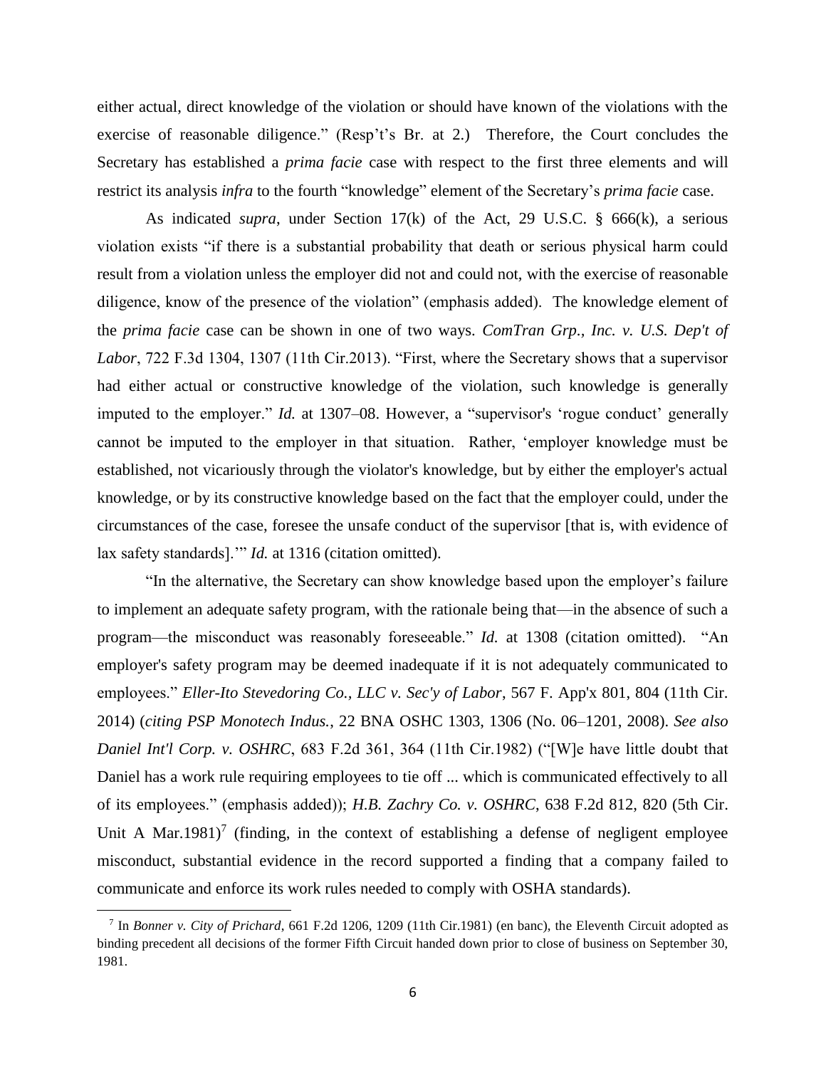either actual, direct knowledge of the violation or should have known of the violations with the exercise of reasonable diligence." (Resp't's Br. at 2.) Therefore, the Court concludes the Secretary has established a *prima facie* case with respect to the first three elements and will restrict its analysis *infra* to the fourth "knowledge" element of the Secretary's *prima facie* case.

As indicated *supra*, under Section 17(k) of the Act, 29 U.S.C. § 666(k), a serious violation exists "if there is a substantial probability that death or serious physical harm could result from a violation unless the employer did not and could not, with the exercise of reasonable diligence, know of the presence of the violation" (emphasis added). The knowledge element of the *prima facie* case can be shown in one of two ways. *ComTran Grp., Inc. v. U.S. Dep't of Labor*, 722 F.3d 1304, 1307 (11th Cir.2013). "First, where the Secretary shows that a supervisor had either actual or constructive knowledge of the violation, such knowledge is generally imputed to the employer." *Id.* at 1307–08. However, a "supervisor's 'rogue conduct' generally cannot be imputed to the employer in that situation. Rather, 'employer knowledge must be established, not vicariously through the violator's knowledge, but by either the employer's actual knowledge, or by its constructive knowledge based on the fact that the employer could, under the circumstances of the case, foresee the unsafe conduct of the supervisor [that is, with evidence of lax safety standards].'" *Id.* at 1316 (citation omitted).

"In the alternative, the Secretary can show knowledge based upon the employer's failure to implement an adequate safety program, with the rationale being that—in the absence of such a program—the misconduct was reasonably foreseeable." *Id.* at 1308 (citation omitted). "An employer's safety program may be deemed inadequate if it is not adequately communicated to employees." *Eller-Ito Stevedoring Co., LLC v. Sec'y of Labor*, 567 F. App'x 801, 804 (11th Cir. 2014) (*citing PSP Monotech Indus.*, 22 BNA OSHC 1303, 1306 (No. 06–1201, 2008). *See also Daniel Int'l Corp. v. OSHRC*, 683 F.2d 361, 364 (11th Cir.1982) ("[W]e have little doubt that Daniel has a work rule requiring employees to tie off ... which is communicated effectively to all of its employees." (emphasis added)); *H.B. Zachry Co. v. OSHRC*, 638 F.2d 812, 820 (5th Cir. Unit A Mar.1981)[7] (finding, in the context of establishing a defense of negligent employee misconduct, substantial evidence in the record supported a finding that a company failed to communicate and enforce its work rules needed to comply with OSHA standards).

[7] In *Bonner v. City of Prichard*, 661 F.2d 1206, 1209 (11th Cir.1981) (en banc), the Eleventh Circuit adopted as binding precedent all decisions of the former Fifth Circuit handed down prior to close of business on September 30, 1981.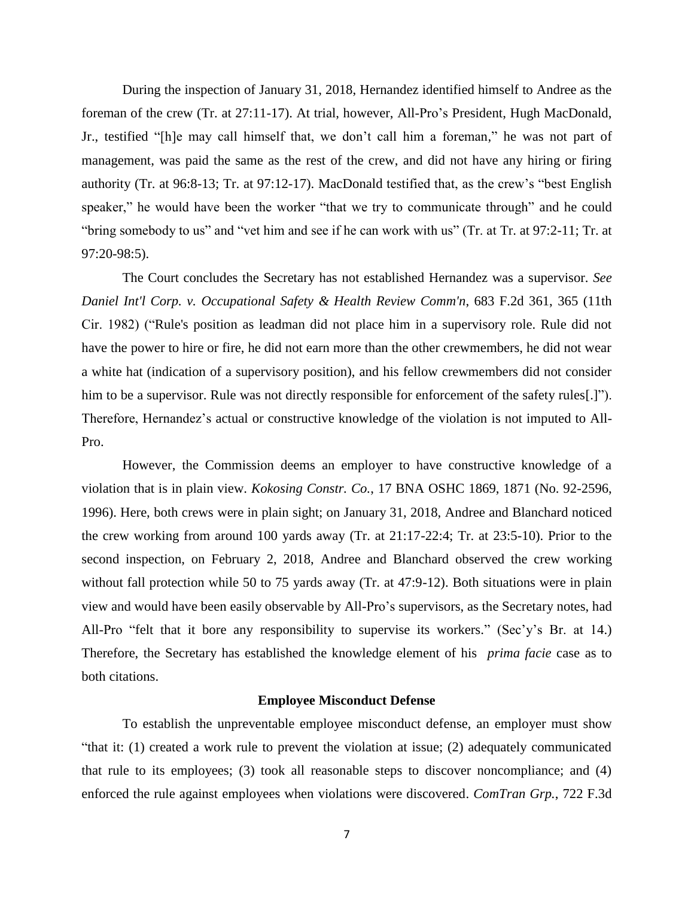During the inspection of January 31, 2018, Hernandez identified himself to Andree as the foreman of the crew (Tr. at 27:11-17). At trial, however, All-Pro's President, Hugh MacDonald, Jr., testified "[h]e may call himself that, we don't call him a foreman," he was not part of management, was paid the same as the rest of the crew, and did not have any hiring or firing authority (Tr. at 96:8-13; Tr. at 97:12-17). MacDonald testified that, as the crew's "best English speaker," he would have been the worker "that we try to communicate through" and he could "bring somebody to us" and "vet him and see if he can work with us" (Tr. at Tr. at 97:2-11; Tr. at 97:20-98:5).

The Court concludes the Secretary has not established Hernandez was a supervisor. *See Daniel Int'l Corp. v. Occupational Safety & Health Review Comm'n*, 683 F.2d 361, 365 (11th Cir. 1982) ("Rule's position as leadman did not place him in a supervisory role. Rule did not have the power to hire or fire, he did not earn more than the other crewmembers, he did not wear a white hat (indication of a supervisory position), and his fellow crewmembers did not consider him to be a supervisor. Rule was not directly responsible for enforcement of the safety rules[.]"). Therefore, Hernandez's actual or constructive knowledge of the violation is not imputed to All-Pro.

However, the Commission deems an employer to have constructive knowledge of a violation that is in plain view. *Kokosing Constr. Co.*, 17 BNA OSHC 1869, 1871 (No. 92-2596, 1996). Here, both crews were in plain sight; on January 31, 2018, Andree and Blanchard noticed the crew working from around 100 yards away (Tr. at 21:17-22:4; Tr. at 23:5-10). Prior to the second inspection, on February 2, 2018, Andree and Blanchard observed the crew working without fall protection while 50 to 75 yards away (Tr. at 47:9-12). Both situations were in plain view and would have been easily observable by All-Pro's supervisors, as the Secretary notes, had All-Pro "felt that it bore any responsibility to supervise its workers." (Sec'y's Br. at 14.) Therefore, the Secretary has established the knowledge element of his *prima facie* case as to both citations.

### Employee Misconduct Defense

To establish the unpreventable employee misconduct defense, an employer must show "that it: (1) created a work rule to prevent the violation at issue; (2) adequately communicated that rule to its employees; (3) took all reasonable steps to discover noncompliance; and (4) enforced the rule against employees when violations were discovered. *ComTran Grp.*, 722 F.3d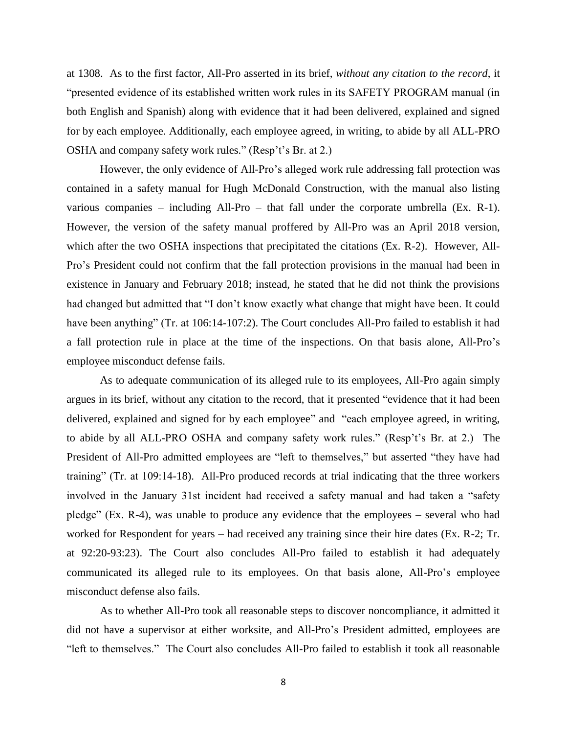at 1308. As to the first factor, All-Pro asserted in its brief, *without any citation to the record*, it "presented evidence of its established written work rules in its SAFETY PROGRAM manual (in both English and Spanish) along with evidence that it had been delivered, explained and signed for by each employee. Additionally, each employee agreed, in writing, to abide by all ALL-PRO OSHA and company safety work rules." (Resp't's Br. at 2.)

However, the only evidence of All-Pro's alleged work rule addressing fall protection was contained in a safety manual for Hugh McDonald Construction, with the manual also listing various companies – including All-Pro – that fall under the corporate umbrella (Ex. R-1). However, the version of the safety manual proffered by All-Pro was an April 2018 version, which after the two OSHA inspections that precipitated the citations (Ex. R-2). However, All-Pro's President could not confirm that the fall protection provisions in the manual had been in existence in January and February 2018; instead, he stated that he did not think the provisions had changed but admitted that "I don't know exactly what change that might have been. It could have been anything" (Tr. at 106:14-107:2). The Court concludes All-Pro failed to establish it had a fall protection rule in place at the time of the inspections. On that basis alone, All-Pro's employee misconduct defense fails.

As to adequate communication of its alleged rule to its employees, All-Pro again simply argues in its brief, without any citation to the record, that it presented "evidence that it had been delivered, explained and signed for by each employee" and "each employee agreed, in writing, to abide by all ALL-PRO OSHA and company safety work rules." (Resp't's Br. at 2.) The President of All-Pro admitted employees are "left to themselves," but asserted "they have had training" (Tr. at 109:14-18). All-Pro produced records at trial indicating that the three workers involved in the January 31st incident had received a safety manual and had taken a "safety pledge" (Ex. R-4), was unable to produce any evidence that the employees – several who had worked for Respondent for years – had received any training since their hire dates (Ex. R-2; Tr. at 92:20-93:23). The Court also concludes All-Pro failed to establish it had adequately communicated its alleged rule to its employees. On that basis alone, All-Pro's employee misconduct defense also fails.

As to whether All-Pro took all reasonable steps to discover noncompliance, it admitted it did not have a supervisor at either worksite, and All-Pro's President admitted, employees are "left to themselves." The Court also concludes All-Pro failed to establish it took all reasonable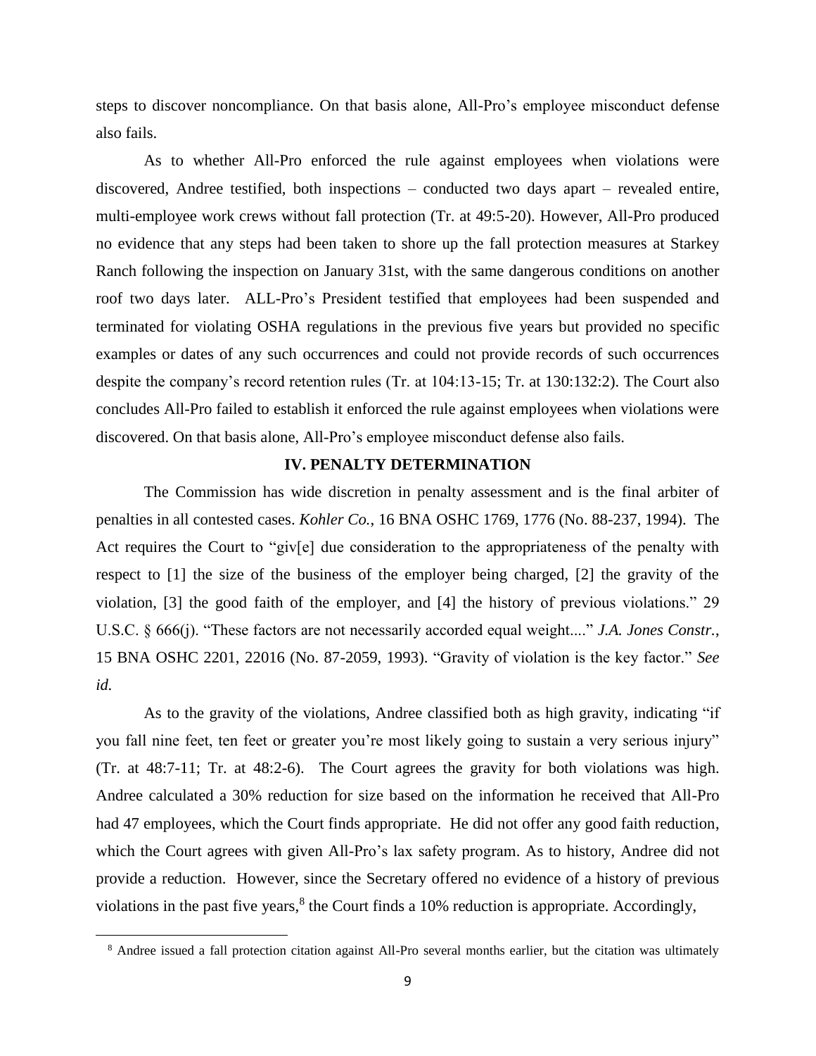steps to discover noncompliance. On that basis alone, All-Pro's employee misconduct defense also fails.

As to whether All-Pro enforced the rule against employees when violations were discovered, Andree testified, both inspections – conducted two days apart – revealed entire, multi-employee work crews without fall protection (Tr. at 49:5-20). However, All-Pro produced no evidence that any steps had been taken to shore up the fall protection measures at Starkey Ranch following the inspection on January 31st, with the same dangerous conditions on another roof two days later. ALL-Pro's President testified that employees had been suspended and terminated for violating OSHA regulations in the previous five years but provided no specific examples or dates of any such occurrences and could not provide records of such occurrences despite the company's record retention rules (Tr. at 104:13-15; Tr. at 130:132:2). The Court also concludes All-Pro failed to establish it enforced the rule against employees when violations were discovered. On that basis alone, All-Pro's employee misconduct defense also fails.

## IV. PENALTY DETERMINATION

The Commission has wide discretion in penalty assessment and is the final arbiter of penalties in all contested cases. *Kohler Co.*, 16 BNA OSHC 1769, 1776 (No. 88-237, 1994). The Act requires the Court to "giv[e] due consideration to the appropriateness of the penalty with respect to [1] the size of the business of the employer being charged, [2] the gravity of the violation, [3] the good faith of the employer, and [4] the history of previous violations." 29 U.S.C. § 666(j). "These factors are not necessarily accorded equal weight...." *J.A. Jones Constr.*, 15 BNA OSHC 2201, 22016 (No. 87-2059, 1993). "Gravity of violation is the key factor." *See id.*

As to the gravity of the violations, Andree classified both as high gravity, indicating "if you fall nine feet, ten feet or greater you're most likely going to sustain a very serious injury" (Tr. at 48:7-11; Tr. at 48:2-6). The Court agrees the gravity for both violations was high. Andree calculated a 30% reduction for size based on the information he received that All-Pro had 47 employees, which the Court finds appropriate. He did not offer any good faith reduction, which the Court agrees with given All-Pro's lax safety program. As to history, Andree did not provide a reduction. However, since the Secretary offered no evidence of a history of previous violations in the past five years,[8] the Court finds a 10% reduction is appropriate. Accordingly,

[8] Andree issued a fall protection citation against All-Pro several months earlier, but the citation was ultimately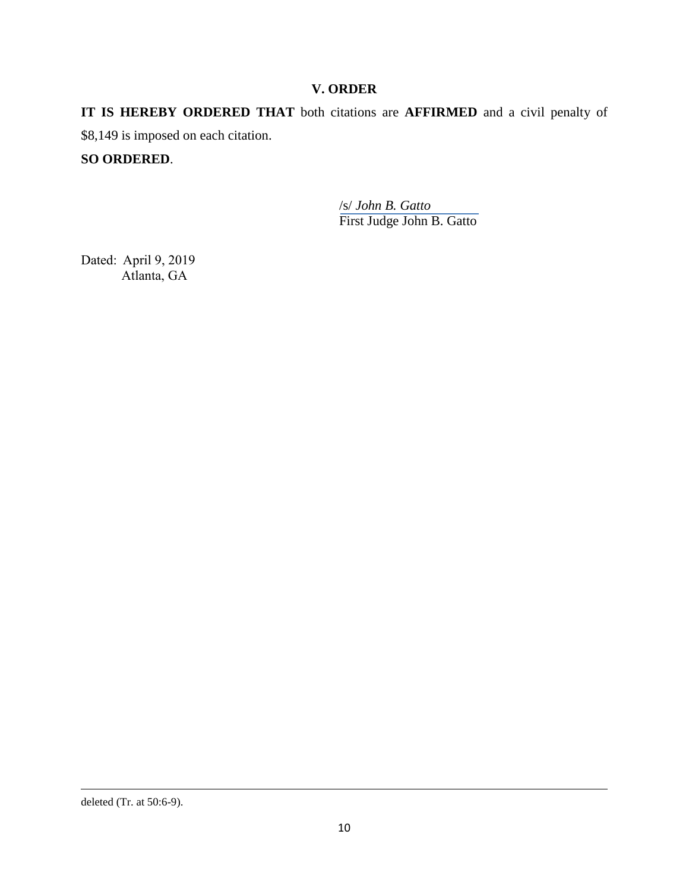## V. ORDER

**IT IS HEREBY ORDERED THAT** both citations are **AFFIRMED** and a civil penalty of $8,149 is imposed on each citation.

**SO ORDERED**.

/s/ *John B. Gatto*
First Judge John B. Gatto

Dated: April 9, 2019
Atlanta, GA

---

deleted (Tr. at 50:6-9).